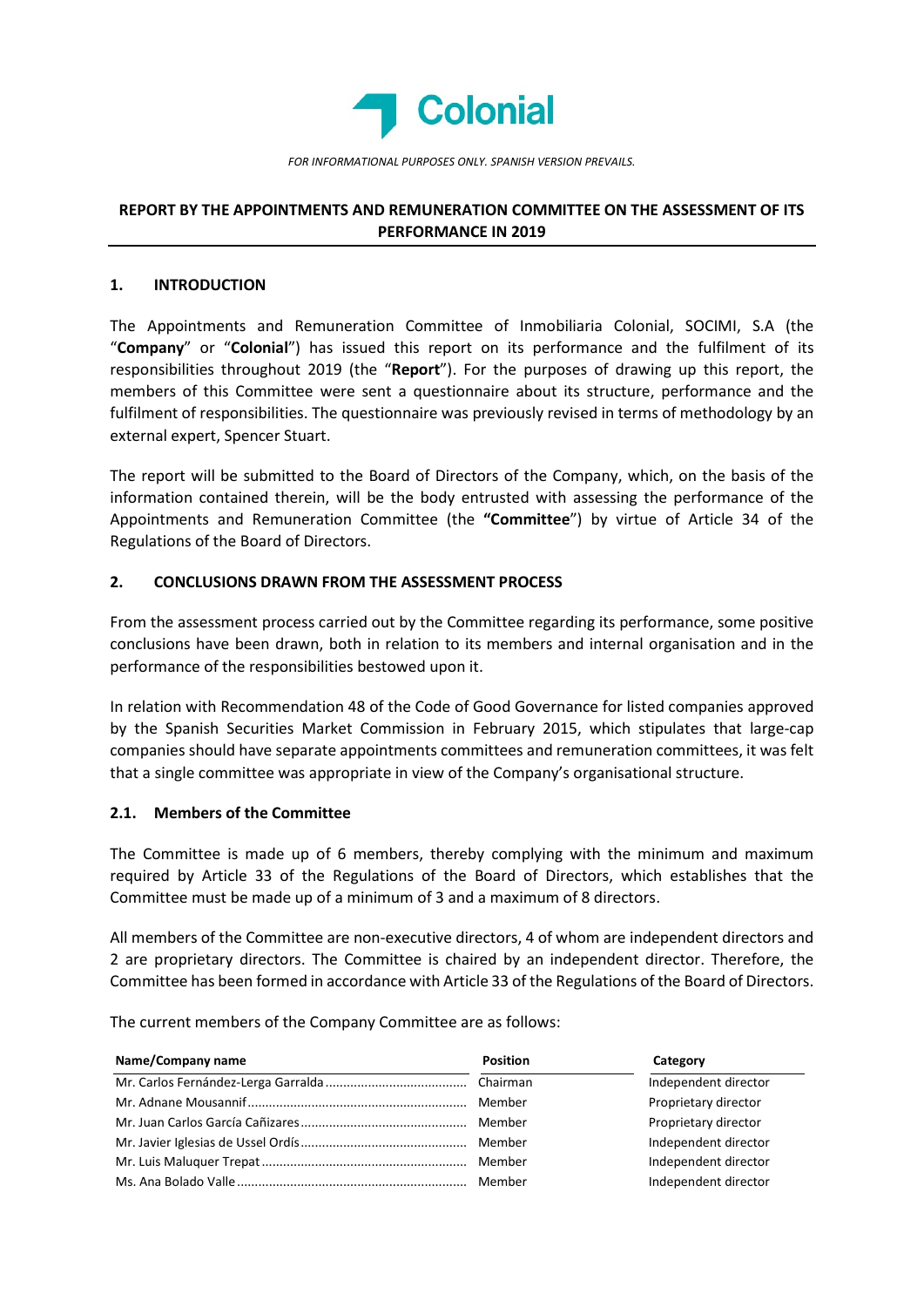Colonial

*FOR INFORMATIONAL PURPOSES ONLY. SPANISH VERSION PREVAILS.*

# REPORT BY THE APPOINTMENTS AND REMUNERATION COMMITTEE ON THE ASSESSMENT OF ITS PERFORMANCE IN 2019

## 1. INTRODUCTION

The Appointments and Remuneration Committee of Inmobiliaria Colonial, SOCIMI, S.A (the "**Company**" or "**Colonial**") has issued this report on its performance and the fulfilment of its responsibilities throughout 2019 (the "**Report**"). For the purposes of drawing up this report, the members of this Committee were sent a questionnaire about its structure, performance and the fulfilment of responsibilities. The questionnaire was previously revised in terms of methodology by an external expert, Spencer Stuart.

The report will be submitted to the Board of Directors of the Company, which, on the basis of the information contained therein, will be the body entrusted with assessing the performance of the Appointments and Remuneration Committee (the **"Committee"**) by virtue of Article 34 of the Regulations of the Board of Directors.

## 2. CONCLUSIONS DRAWN FROM THE ASSESSMENT PROCESS

From the assessment process carried out by the Committee regarding its performance, some positive conclusions have been drawn, both in relation to its members and internal organisation and in the performance of the responsibilities bestowed upon it.

In relation with Recommendation 48 of the Code of Good Governance for listed companies approved by the Spanish Securities Market Commission in February 2015, which stipulates that large-cap companies should have separate appointments committees and remuneration committees, it was felt that a single committee was appropriate in view of the Company's organisational structure.

### 2.1. Members of the Committee

The Committee is made up of 6 members, thereby complying with the minimum and maximum required by Article 33 of the Regulations of the Board of Directors, which establishes that the Committee must be made up of a minimum of 3 and a maximum of 8 directors.

All members of the Committee are non-executive directors, 4 of whom are independent directors and 2 are proprietary directors. The Committee is chaired by an independent director. Therefore, the Committee has been formed in accordance with Article 33 of the Regulations of the Board of Directors.

The current members of the Company Committee are as follows:

| Name/Company name | Position | Category |
|---|---|---|
| Mr. Carlos Fernández-Lerga Garralda | Chairman | Independent director |
| Mr. Adnane Mousannif | Member | Proprietary director |
| Mr. Juan Carlos García Cañizares | Member | Proprietary director |
| Mr. Javier Iglesias de Ussel Ordís | Member | Independent director |
| Mr. Luis Maluquer Trepat | Member | Independent director |
| Ms. Ana Bolado Valle | Member | Independent director |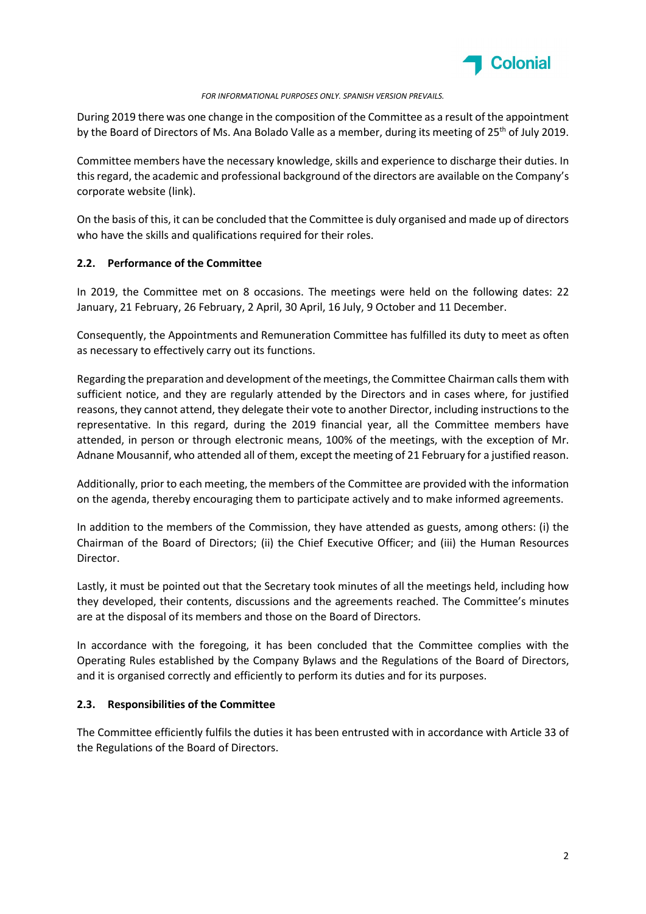*FOR INFORMATIONAL PURPOSES ONLY. SPANISH VERSION PREVAILS.*

During 2019 there was one change in the composition of the Committee as a result of the appointment by the Board of Directors of Ms. Ana Bolado Valle as a member, during its meeting of 25th of July 2019.

Committee members have the necessary knowledge, skills and experience to discharge their duties. In this regard, the academic and professional background of the directors are available on the Company's corporate website (link).

On the basis of this, it can be concluded that the Committee is duly organised and made up of directors who have the skills and qualifications required for their roles.

### 2.2. Performance of the Committee

In 2019, the Committee met on 8 occasions. The meetings were held on the following dates: 22 January, 21 February, 26 February, 2 April, 30 April, 16 July, 9 October and 11 December.

Consequently, the Appointments and Remuneration Committee has fulfilled its duty to meet as often as necessary to effectively carry out its functions.

Regarding the preparation and development of the meetings, the Committee Chairman calls them with sufficient notice, and they are regularly attended by the Directors and in cases where, for justified reasons, they cannot attend, they delegate their vote to another Director, including instructions to the representative. In this regard, during the 2019 financial year, all the Committee members have attended, in person or through electronic means, 100% of the meetings, with the exception of Mr. Adnane Mousannif, who attended all of them, except the meeting of 21 February for a justified reason.

Additionally, prior to each meeting, the members of the Committee are provided with the information on the agenda, thereby encouraging them to participate actively and to make informed agreements.

In addition to the members of the Commission, they have attended as guests, among others: (i) the Chairman of the Board of Directors; (ii) the Chief Executive Officer; and (iii) the Human Resources Director.

Lastly, it must be pointed out that the Secretary took minutes of all the meetings held, including how they developed, their contents, discussions and the agreements reached. The Committee's minutes are at the disposal of its members and those on the Board of Directors.

In accordance with the foregoing, it has been concluded that the Committee complies with the Operating Rules established by the Company Bylaws and the Regulations of the Board of Directors, and it is organised correctly and efficiently to perform its duties and for its purposes.

### 2.3. Responsibilities of the Committee

The Committee efficiently fulfils the duties it has been entrusted with in accordance with Article 33 of the Regulations of the Board of Directors.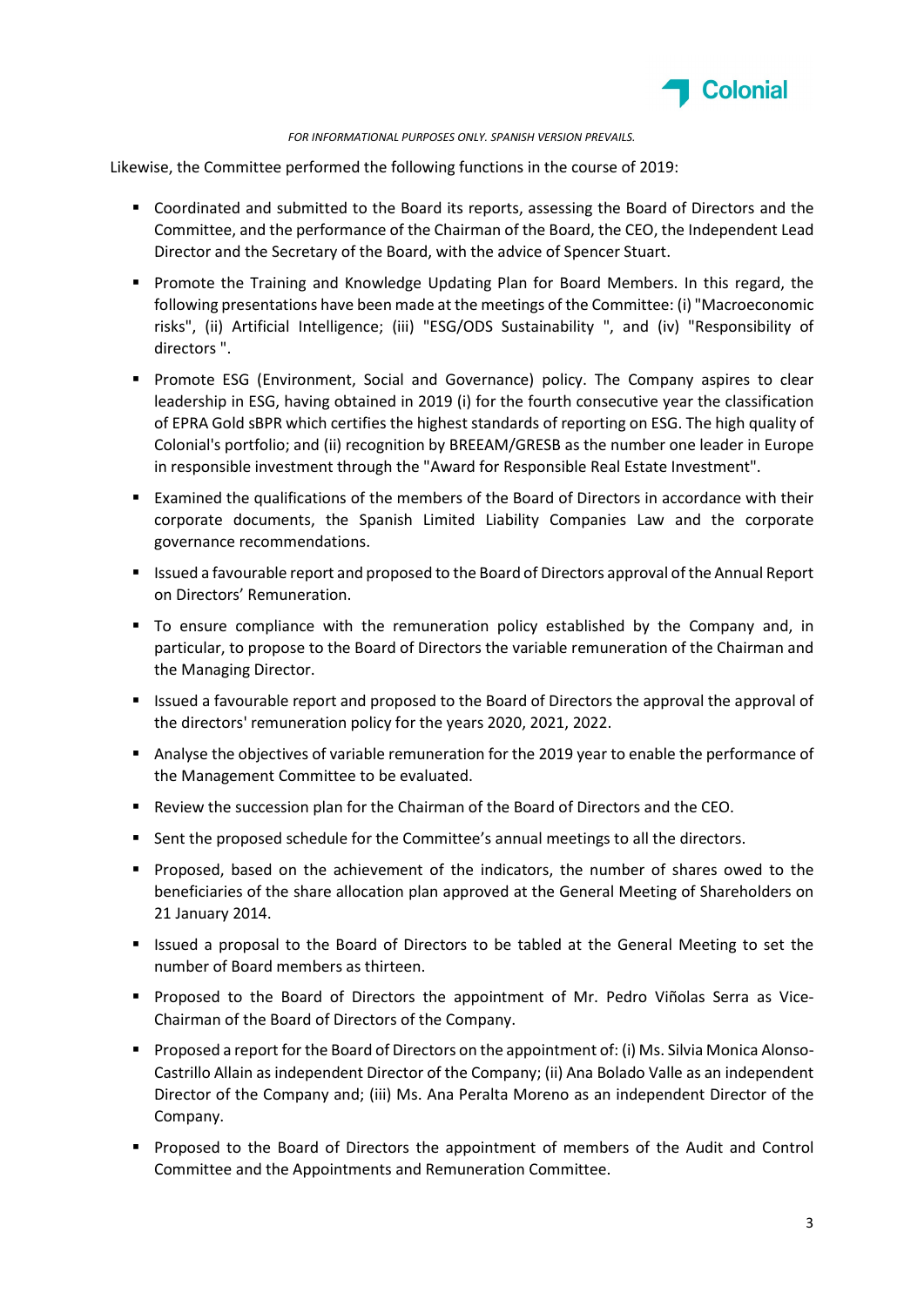*FOR INFORMATIONAL PURPOSES ONLY. SPANISH VERSION PREVAILS.*

Likewise, the Committee performed the following functions in the course of 2019:

- Coordinated and submitted to the Board its reports, assessing the Board of Directors and the Committee, and the performance of the Chairman of the Board, the CEO, the Independent Lead Director and the Secretary of the Board, with the advice of Spencer Stuart.
- Promote the Training and Knowledge Updating Plan for Board Members. In this regard, the following presentations have been made at the meetings of the Committee: (i) "Macroeconomic risks", (ii) Artificial Intelligence; (iii) "ESG/ODS Sustainability ", and (iv) "Responsibility of directors ".
- Promote ESG (Environment, Social and Governance) policy. The Company aspires to clear leadership in ESG, having obtained in 2019 (i) for the fourth consecutive year the classification of EPRA Gold sBPR which certifies the highest standards of reporting on ESG. The high quality of Colonial's portfolio; and (ii) recognition by BREEAM/GRESB as the number one leader in Europe in responsible investment through the "Award for Responsible Real Estate Investment".
- Examined the qualifications of the members of the Board of Directors in accordance with their corporate documents, the Spanish Limited Liability Companies Law and the corporate governance recommendations.
- Issued a favourable report and proposed to the Board of Directors approval of the Annual Report on Directors' Remuneration.
- To ensure compliance with the remuneration policy established by the Company and, in particular, to propose to the Board of Directors the variable remuneration of the Chairman and the Managing Director.
- Issued a favourable report and proposed to the Board of Directors the approval the approval of the directors' remuneration policy for the years 2020, 2021, 2022.
- Analyse the objectives of variable remuneration for the 2019 year to enable the performance of the Management Committee to be evaluated.
- Review the succession plan for the Chairman of the Board of Directors and the CEO.
- Sent the proposed schedule for the Committee's annual meetings to all the directors.
- Proposed, based on the achievement of the indicators, the number of shares owed to the beneficiaries of the share allocation plan approved at the General Meeting of Shareholders on 21 January 2014.
- Issued a proposal to the Board of Directors to be tabled at the General Meeting to set the number of Board members as thirteen.
- Proposed to the Board of Directors the appointment of Mr. Pedro Viñolas Serra as Vice-Chairman of the Board of Directors of the Company.
- Proposed a report for the Board of Directors on the appointment of: (i) Ms. Silvia Monica Alonso-Castrillo Allain as independent Director of the Company; (ii) Ana Bolado Valle as an independent Director of the Company and; (iii) Ms. Ana Peralta Moreno as an independent Director of the Company.
- Proposed to the Board of Directors the appointment of members of the Audit and Control Committee and the Appointments and Remuneration Committee.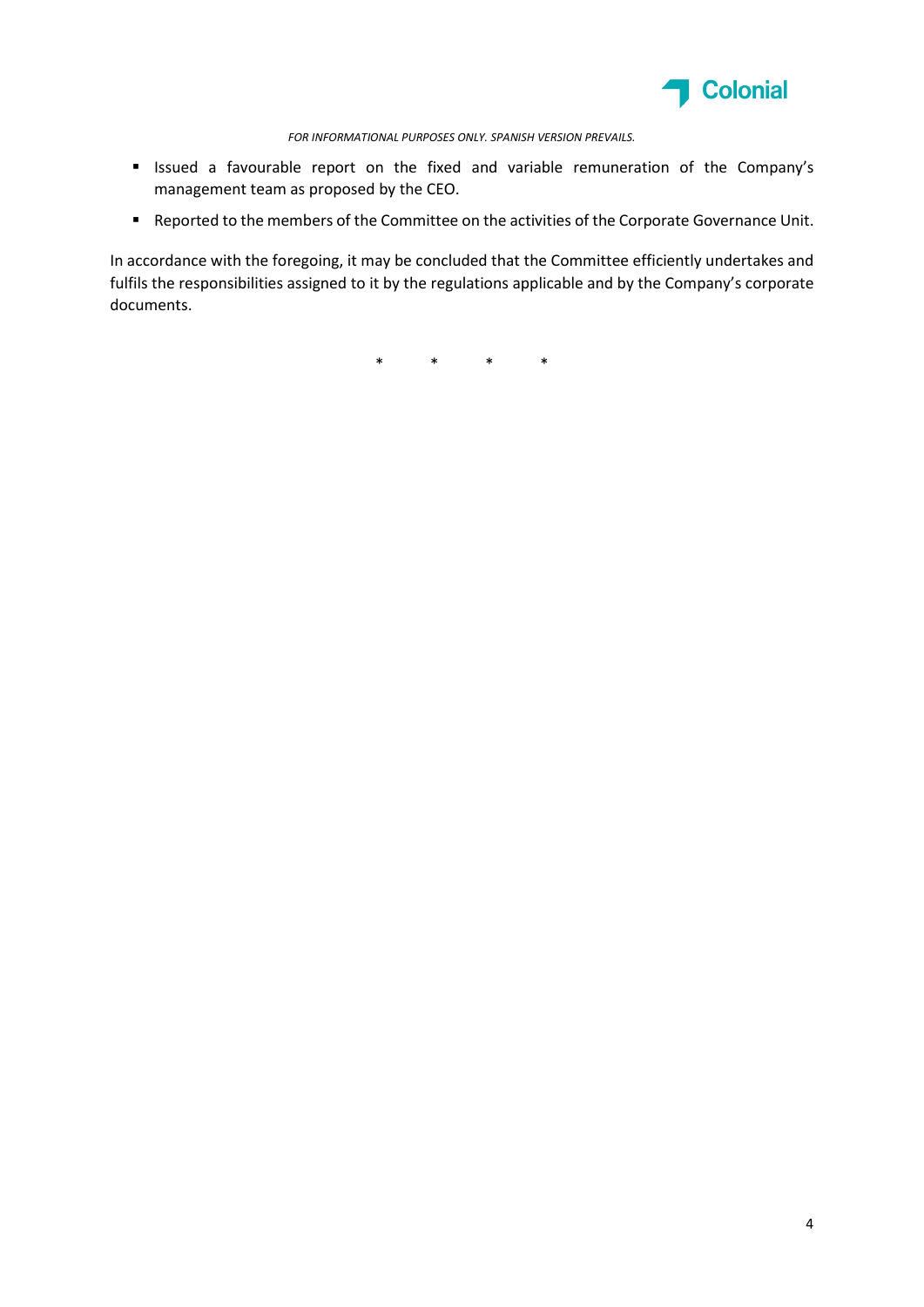- Issued a favourable report on the fixed and variable remuneration of the Company's management team as proposed by the CEO.
- Reported to the members of the Committee on the activities of the Corporate Governance Unit.

In accordance with the foregoing, it may be concluded that the Committee efficiently undertakes and fulfils the responsibilities assigned to it by the regulations applicable and by the Company's corporate documents.

\* \* \* \*